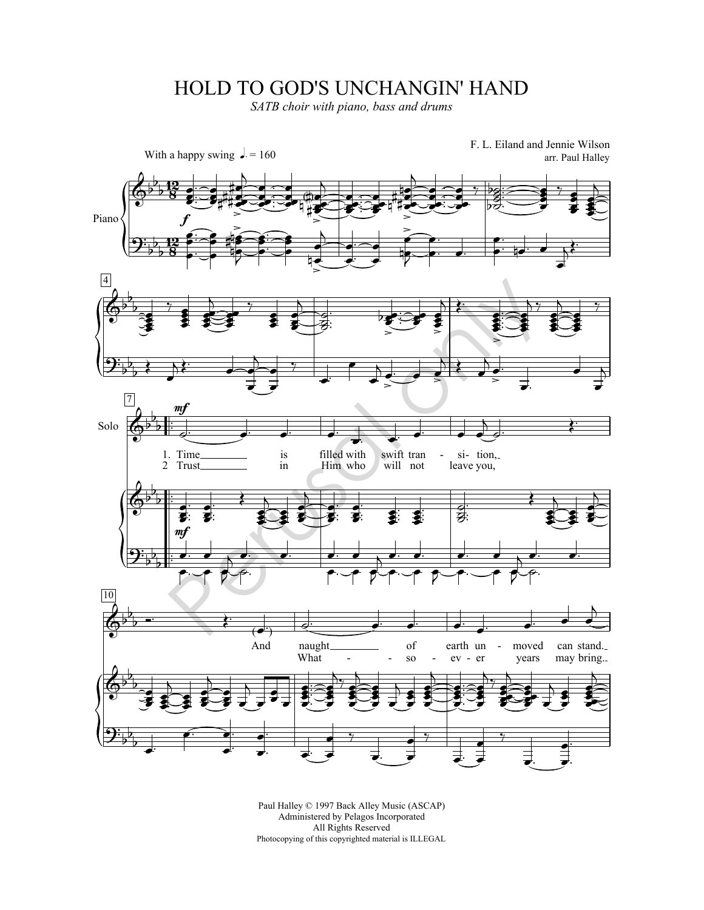# HOLD TO GOD'S UNCHANGIN' HAND

*SATB choir with piano, bass and drums*

F. L. Eiland and Jennie Wilson
arr. Paul Halley

With a happy swing ♩. = 160

Piano

Solo

1. Time is filled with swift tran - si - tion,
2. Trust in Him who will not leave you,

And naught of earth un - moved can stand.
What - so - ev - er years may bring.

Perusal only

Paul Halley © 1997 Back Alley Music (ASCAP)
Administered by Pelagos Incorporated
All Rights Reserved
Photocopying of this copyrighted material is ILLEGAL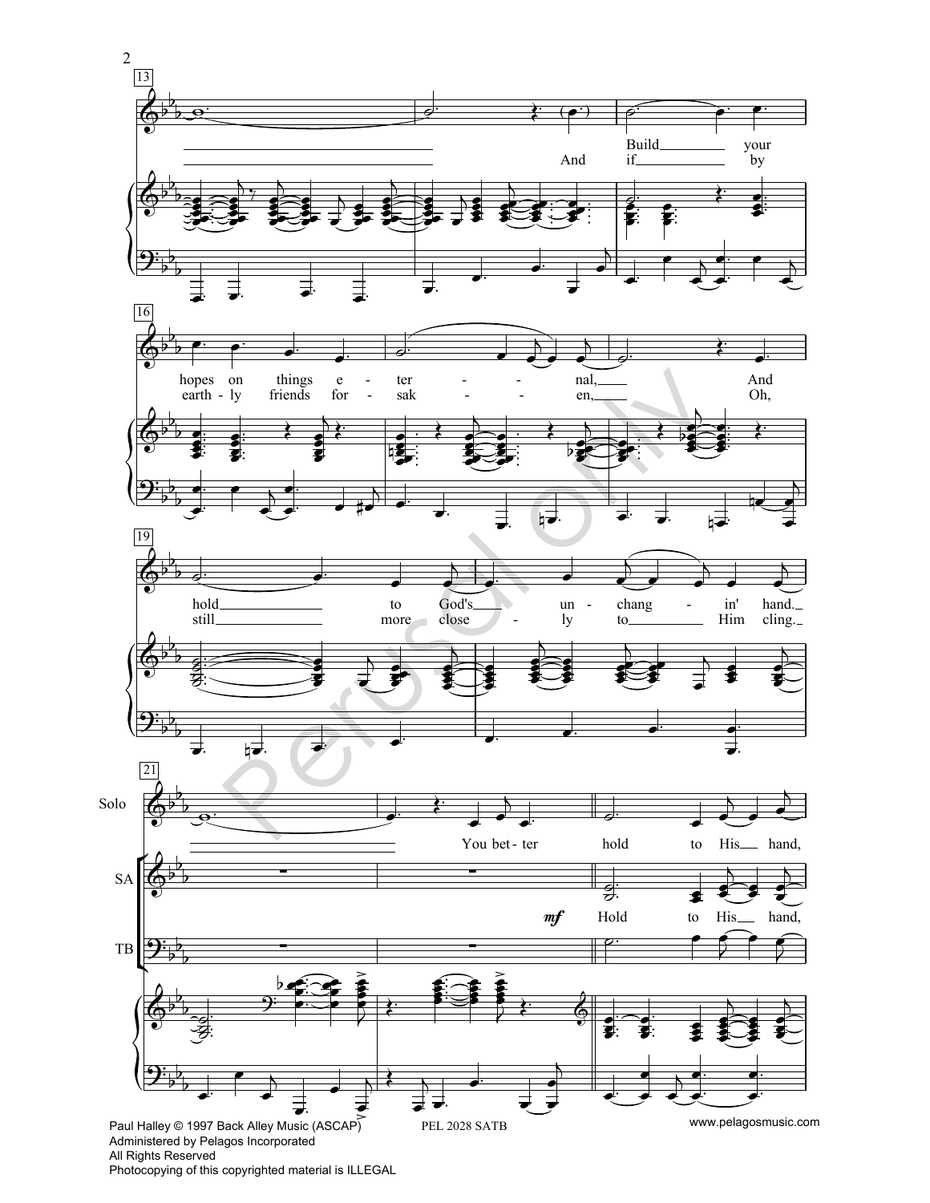Build your hopes on things e - ter - nal, And hold to God's un - chang - in' hand.

And if by earth - ly friends for - sak - en, Oh, still more close - ly to Him cling.

Solo: You bet - ter hold to His hand,

SA: *mf* Hold to His hand,

Paul Halley © 1997 Back Alley Music (ASCAP)
Administered by Pelagos Incorporated
All Rights Reserved
Photocopying of this copyrighted material is ILLEGAL

PEL 2028 SATB

www.pelagosmusic.com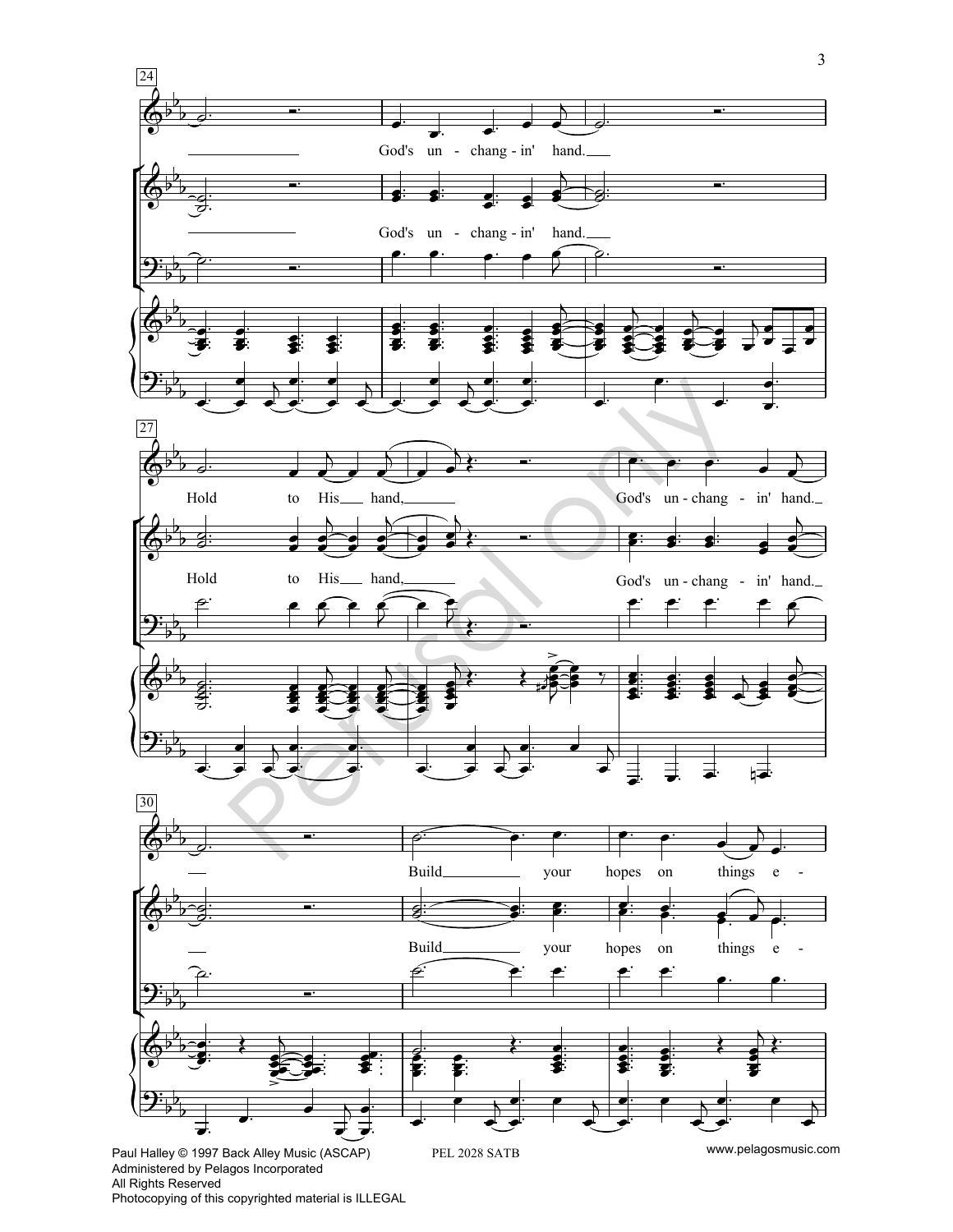24

God's un - chang - in' hand.

God's un - chang - in' hand.

27

Hold to His hand, God's un - chang - in' hand.

Hold to His hand, God's un - chang - in' hand.

30

Build your hopes on things e -

Build your hopes on things e -

Paul Halley © 1997 Back Alley Music (ASCAP)
Administered by Pelagos Incorporated
All Rights Reserved
Photocopying of this copyrighted material is ILLEGAL

PEL 2028 SATB

www.pelagosmusic.com

Perusal only